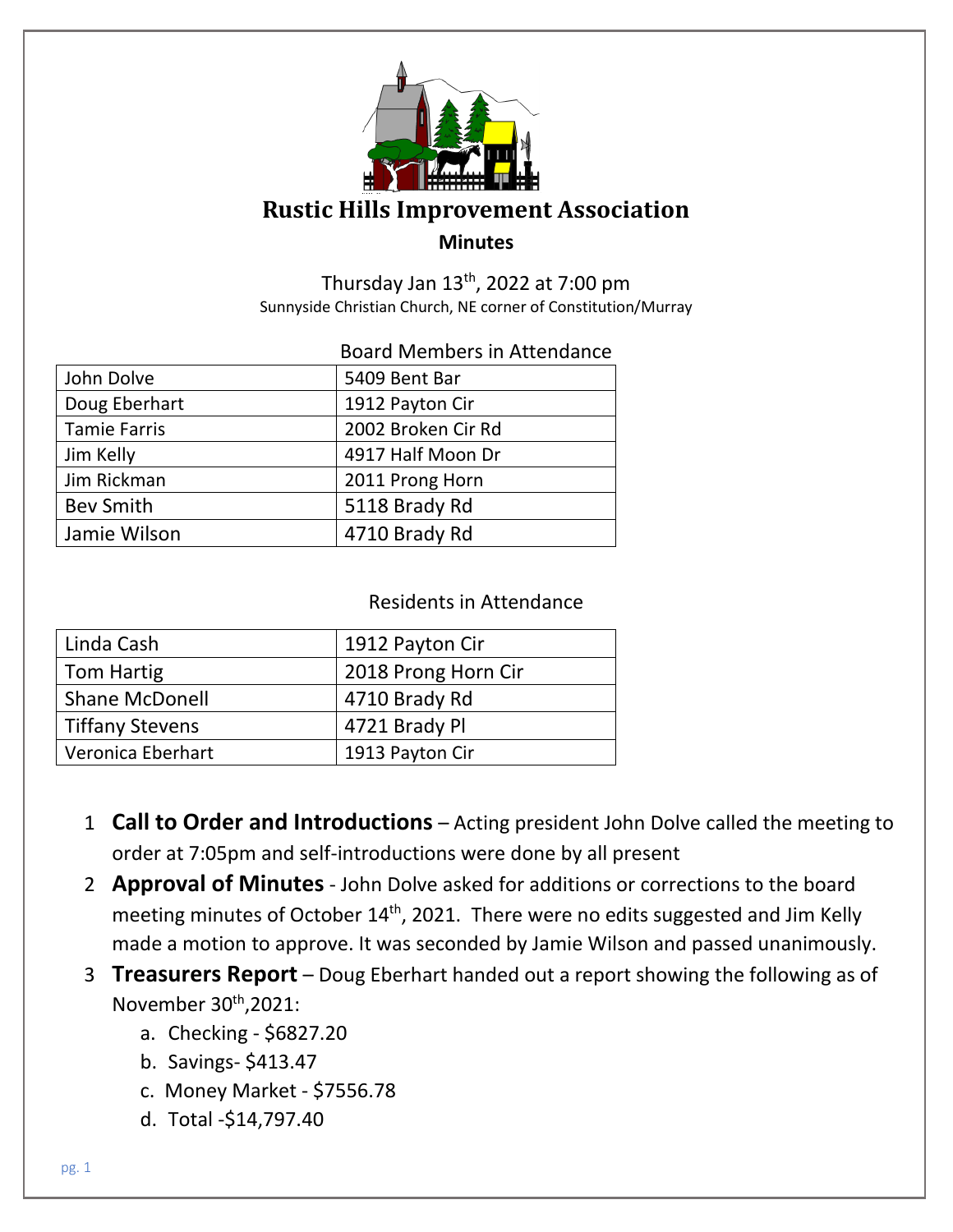# Rustic Hills Improvement Association

## Minutes

Thursday Jan 13th, 2022 at 7:00 pm
Sunnyside Christian Church, NE corner of Constitution/Murray

Board Members in Attendance

| | |
|---|---|
| John Dolve | 5409 Bent Bar |
| Doug Eberhart | 1912 Payton Cir |
| Tamie Farris | 2002 Broken Cir Rd |
| Jim Kelly | 4917 Half Moon Dr |
| Jim Rickman | 2011 Prong Horn |
| Bev Smith | 5118 Brady Rd |
| Jamie Wilson | 4710 Brady Rd |

Residents in Attendance

| | |
|---|---|
| Linda Cash | 1912 Payton Cir |
| Tom Hartig | 2018 Prong Horn Cir |
| Shane McDonell | 4710 Brady Rd |
| Tiffany Stevens | 4721 Brady Pl |
| Veronica Eberhart | 1913 Payton Cir |

1. **Call to Order and Introductions** – Acting president John Dolve called the meeting to order at 7:05pm and self-introductions were done by all present
2. **Approval of Minutes** - John Dolve asked for additions or corrections to the board meeting minutes of October 14th, 2021. There were no edits suggested and Jim Kelly made a motion to approve. It was seconded by Jamie Wilson and passed unanimously.
3. **Treasurers Report** – Doug Eberhart handed out a report showing the following as of November 30th,2021:
   a. Checking - $6827.20
   b. Savings- $413.47
   c. Money Market - $7556.78
   d. Total -$14,797.40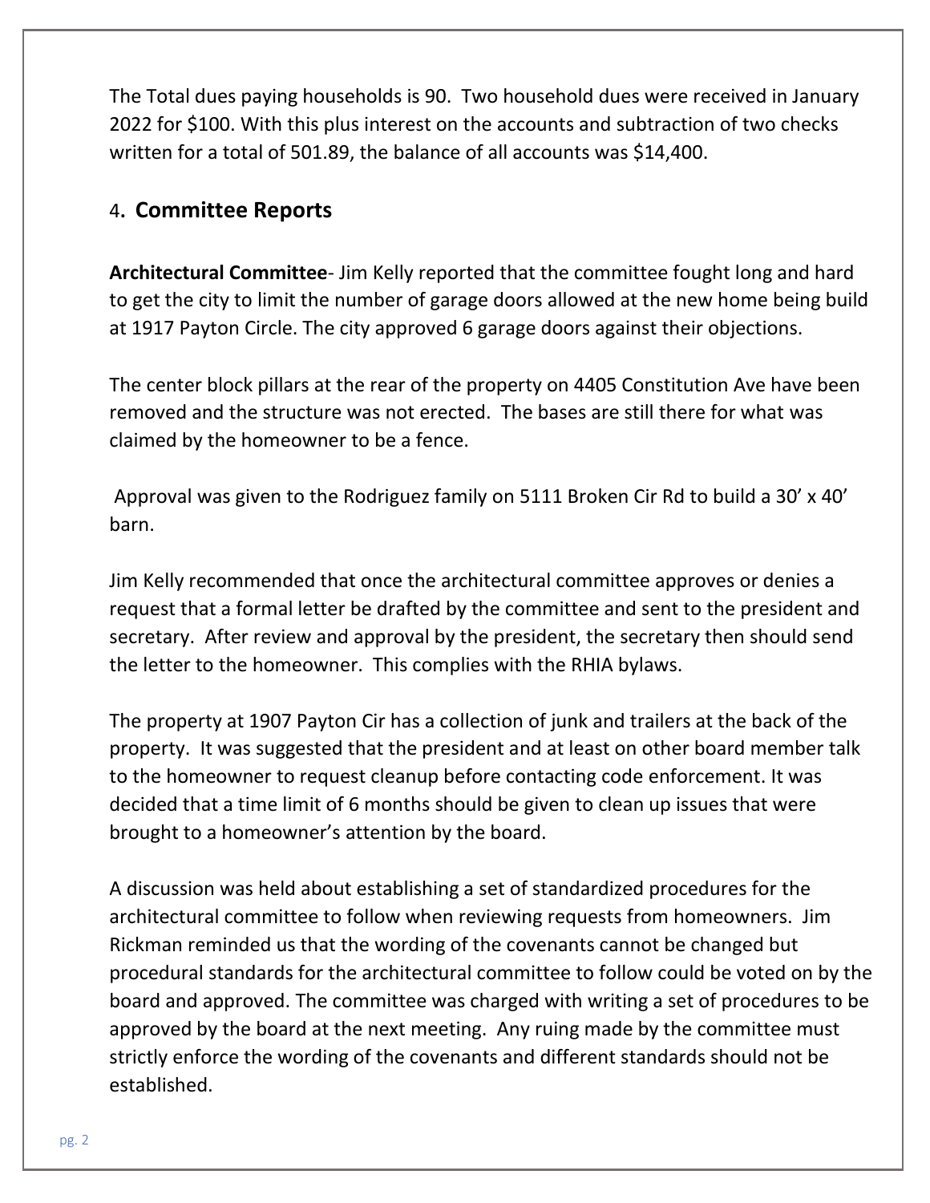The Total dues paying households is 90. Two household dues were received in January 2022 for $100. With this plus interest on the accounts and subtraction of two checks written for a total of 501.89, the balance of all accounts was $14,400.

## 4. **Committee Reports**

**Architectural Committee**- Jim Kelly reported that the committee fought long and hard to get the city to limit the number of garage doors allowed at the new home being build at 1917 Payton Circle. The city approved 6 garage doors against their objections.

The center block pillars at the rear of the property on 4405 Constitution Ave have been removed and the structure was not erected. The bases are still there for what was claimed by the homeowner to be a fence.

Approval was given to the Rodriguez family on 5111 Broken Cir Rd to build a 30' x 40' barn.

Jim Kelly recommended that once the architectural committee approves or denies a request that a formal letter be drafted by the committee and sent to the president and secretary. After review and approval by the president, the secretary then should send the letter to the homeowner. This complies with the RHIA bylaws.

The property at 1907 Payton Cir has a collection of junk and trailers at the back of the property. It was suggested that the president and at least on other board member talk to the homeowner to request cleanup before contacting code enforcement. It was decided that a time limit of 6 months should be given to clean up issues that were brought to a homeowner's attention by the board.

A discussion was held about establishing a set of standardized procedures for the architectural committee to follow when reviewing requests from homeowners. Jim Rickman reminded us that the wording of the covenants cannot be changed but procedural standards for the architectural committee to follow could be voted on by the board and approved. The committee was charged with writing a set of procedures to be approved by the board at the next meeting. Any ruing made by the committee must strictly enforce the wording of the covenants and different standards should not be established.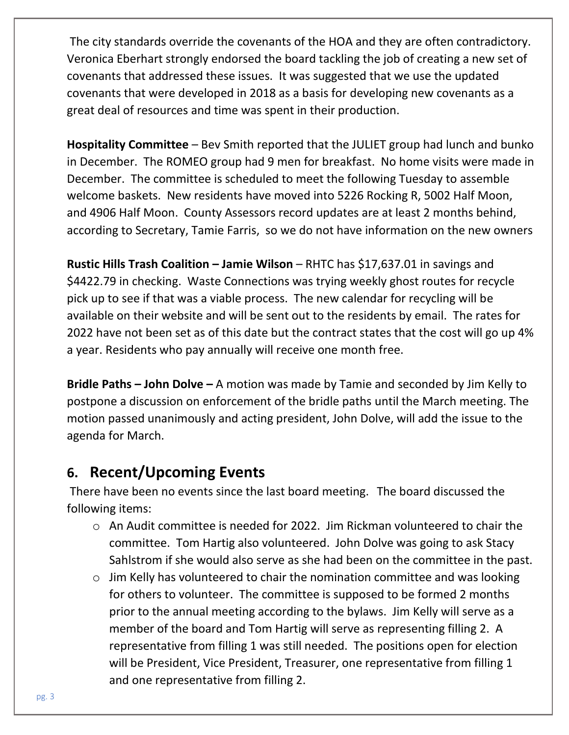The city standards override the covenants of the HOA and they are often contradictory. Veronica Eberhart strongly endorsed the board tackling the job of creating a new set of covenants that addressed these issues. It was suggested that we use the updated covenants that were developed in 2018 as a basis for developing new covenants as a great deal of resources and time was spent in their production.

**Hospitality Committee** – Bev Smith reported that the JULIET group had lunch and bunko in December. The ROMEO group had 9 men for breakfast. No home visits were made in December. The committee is scheduled to meet the following Tuesday to assemble welcome baskets. New residents have moved into 5226 Rocking R, 5002 Half Moon, and 4906 Half Moon. County Assessors record updates are at least 2 months behind, according to Secretary, Tamie Farris, so we do not have information on the new owners

**Rustic Hills Trash Coalition – Jamie Wilson** – RHTC has $17,637.01 in savings and $4422.79 in checking. Waste Connections was trying weekly ghost routes for recycle pick up to see if that was a viable process. The new calendar for recycling will be available on their website and will be sent out to the residents by email. The rates for 2022 have not been set as of this date but the contract states that the cost will go up 4% a year. Residents who pay annually will receive one month free.

**Bridle Paths – John Dolve –** A motion was made by Tamie and seconded by Jim Kelly to postpone a discussion on enforcement of the bridle paths until the March meeting. The motion passed unanimously and acting president, John Dolve, will add the issue to the agenda for March.

## 6. Recent/Upcoming Events

There have been no events since the last board meeting. The board discussed the following items:

- An Audit committee is needed for 2022. Jim Rickman volunteered to chair the committee. Tom Hartig also volunteered. John Dolve was going to ask Stacy Sahlstrom if she would also serve as she had been on the committee in the past.
- Jim Kelly has volunteered to chair the nomination committee and was looking for others to volunteer. The committee is supposed to be formed 2 months prior to the annual meeting according to the bylaws. Jim Kelly will serve as a member of the board and Tom Hartig will serve as representing filling 2. A representative from filling 1 was still needed. The positions open for election will be President, Vice President, Treasurer, one representative from filling 1 and one representative from filling 2.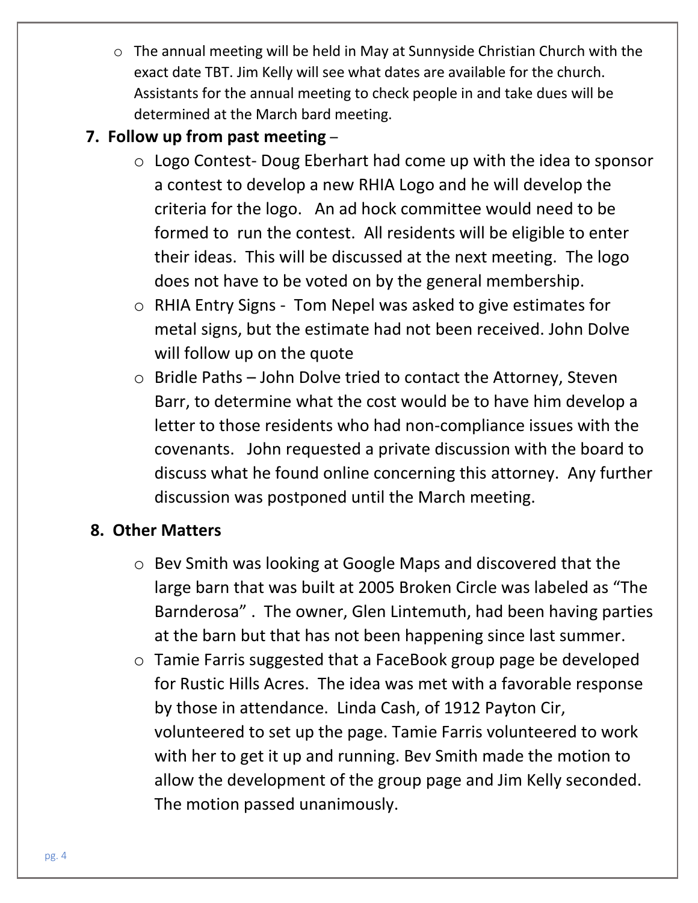- The annual meeting will be held in May at Sunnyside Christian Church with the exact date TBT. Jim Kelly will see what dates are available for the church. Assistants for the annual meeting to check people in and take dues will be determined at the March bard meeting.

**7. Follow up from past meeting** –

- Logo Contest- Doug Eberhart had come up with the idea to sponsor a contest to develop a new RHIA Logo and he will develop the criteria for the logo. An ad hock committee would need to be formed to run the contest. All residents will be eligible to enter their ideas. This will be discussed at the next meeting. The logo does not have to be voted on by the general membership.
- RHIA Entry Signs - Tom Nepel was asked to give estimates for metal signs, but the estimate had not been received. John Dolve will follow up on the quote
- Bridle Paths – John Dolve tried to contact the Attorney, Steven Barr, to determine what the cost would be to have him develop a letter to those residents who had non-compliance issues with the covenants. John requested a private discussion with the board to discuss what he found online concerning this attorney. Any further discussion was postponed until the March meeting.

**8. Other Matters**

- Bev Smith was looking at Google Maps and discovered that the large barn that was built at 2005 Broken Circle was labeled as "The Barnderosa" . The owner, Glen Lintemuth, had been having parties at the barn but that has not been happening since last summer.
- Tamie Farris suggested that a FaceBook group page be developed for Rustic Hills Acres. The idea was met with a favorable response by those in attendance. Linda Cash, of 1912 Payton Cir, volunteered to set up the page. Tamie Farris volunteered to work with her to get it up and running. Bev Smith made the motion to allow the development of the group page and Jim Kelly seconded. The motion passed unanimously.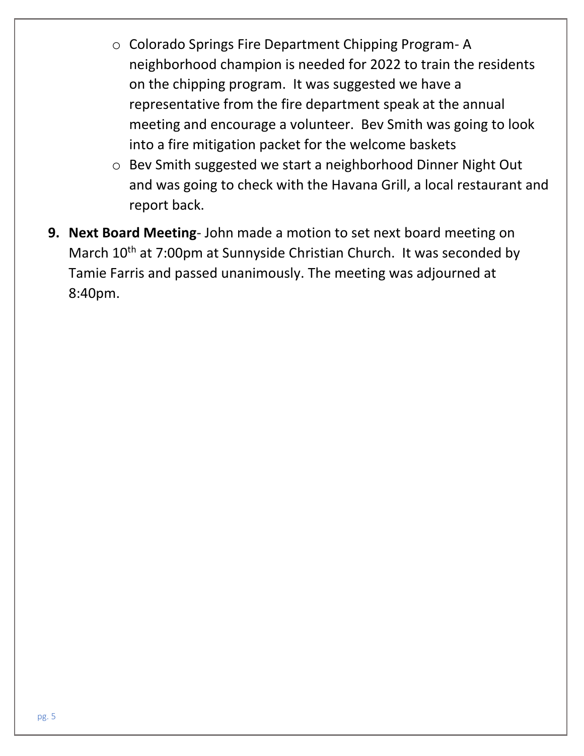- Colorado Springs Fire Department Chipping Program- A neighborhood champion is needed for 2022 to train the residents on the chipping program. It was suggested we have a representative from the fire department speak at the annual meeting and encourage a volunteer. Bev Smith was going to look into a fire mitigation packet for the welcome baskets
- Bev Smith suggested we start a neighborhood Dinner Night Out and was going to check with the Havana Grill, a local restaurant and report back.

9. **Next Board Meeting**- John made a motion to set next board meeting on March 10th at 7:00pm at Sunnyside Christian Church. It was seconded by Tamie Farris and passed unanimously. The meeting was adjourned at 8:40pm.